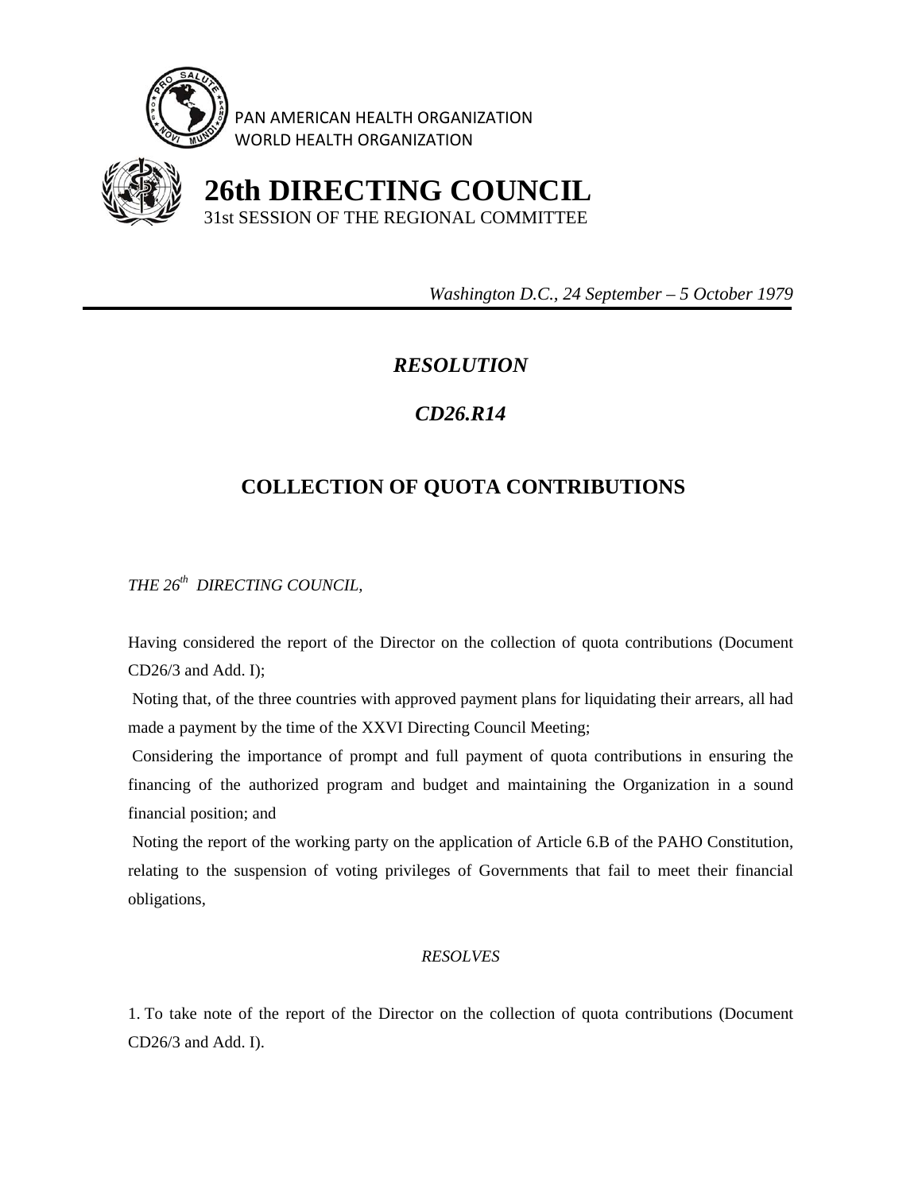PAN AMERICAN HEALTH ORGANIZATION
WORLD HEALTH ORGANIZATION

# 26th DIRECTING COUNCIL

31st SESSION OF THE REGIONAL COMMITTEE

*Washington D.C., 24 September – 5 October 1979*

---

## *RESOLUTION*

## *CD26.R14*

## COLLECTION OF QUOTA CONTRIBUTIONS

*THE 26th DIRECTING COUNCIL,*

Having considered the report of the Director on the collection of quota contributions (Document CD26/3 and Add. I);

Noting that, of the three countries with approved payment plans for liquidating their arrears, all had made a payment by the time of the XXVI Directing Council Meeting;

Considering the importance of prompt and full payment of quota contributions in ensuring the financing of the authorized program and budget and maintaining the Organization in a sound financial position; and

Noting the report of the working party on the application of Article 6.B of the PAHO Constitution, relating to the suspension of voting privileges of Governments that fail to meet their financial obligations,

*RESOLVES*

1. To take note of the report of the Director on the collection of quota contributions (Document CD26/3 and Add. I).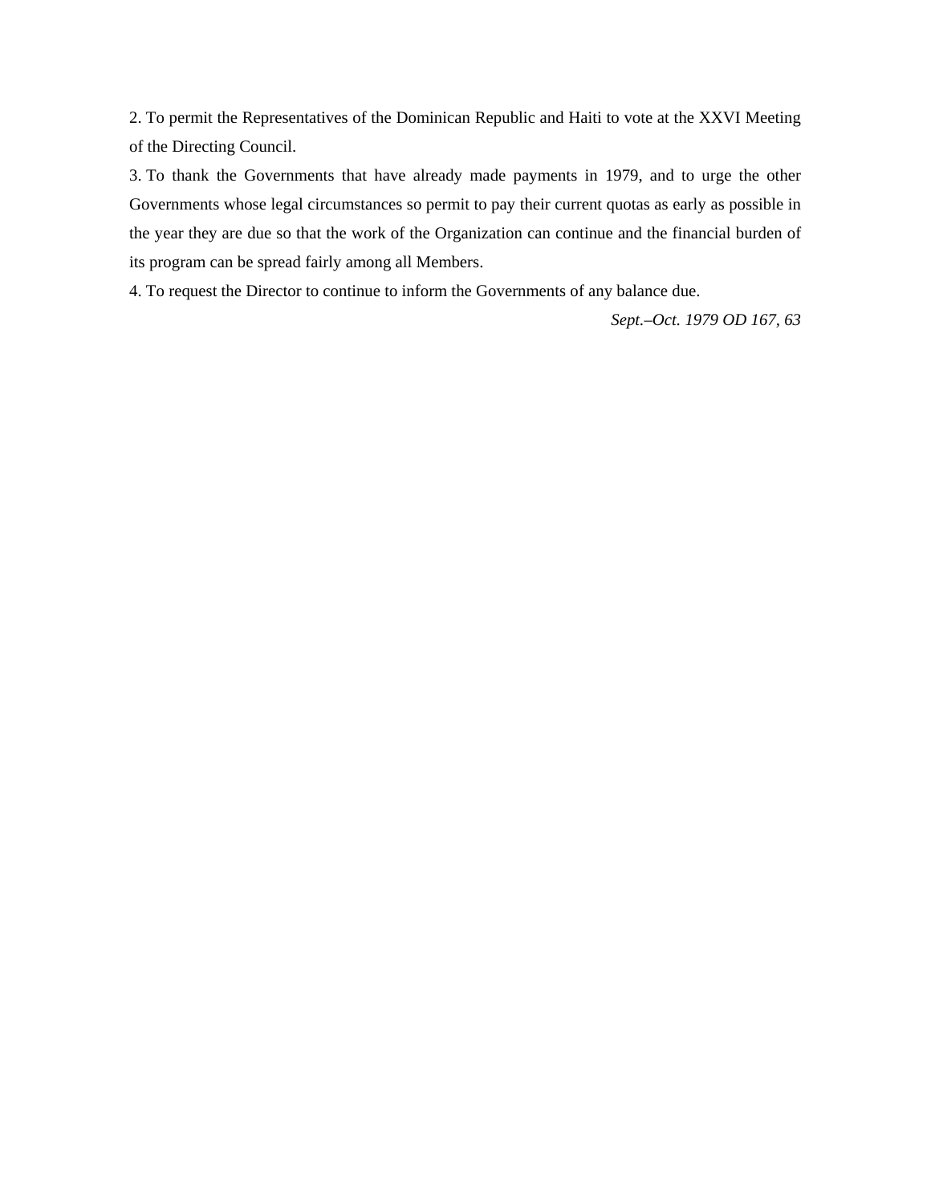2. To permit the Representatives of the Dominican Republic and Haiti to vote at the XXVI Meeting of the Directing Council.

3. To thank the Governments that have already made payments in 1979, and to urge the other Governments whose legal circumstances so permit to pay their current quotas as early as possible in the year they are due so that the work of the Organization can continue and the financial burden of its program can be spread fairly among all Members.

4. To request the Director to continue to inform the Governments of any balance due.

*Sept.–Oct. 1979 OD 167, 63*